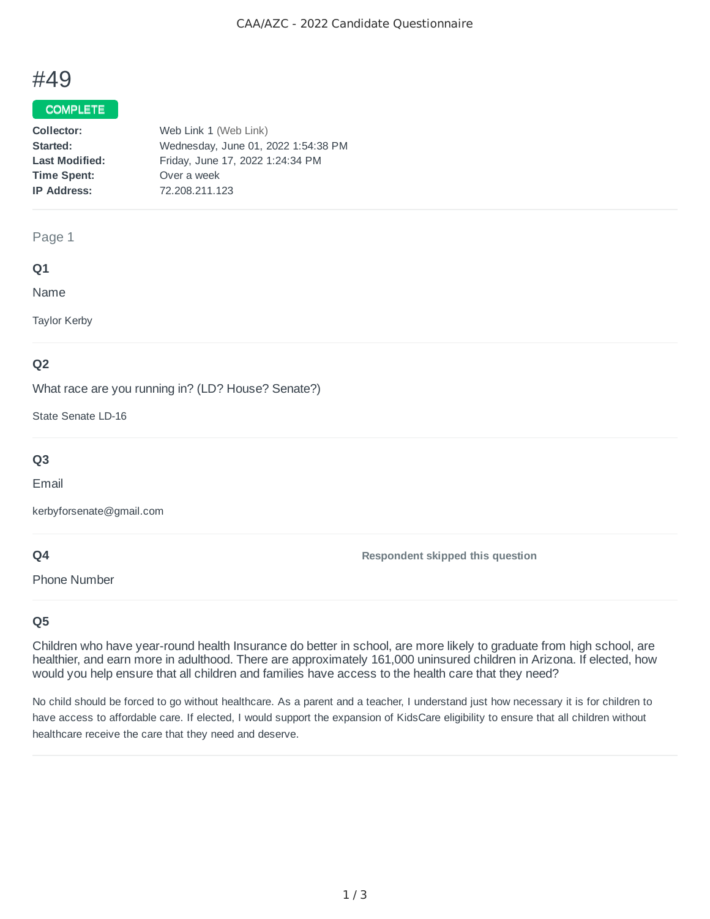# #49

**COMPLETE**

| | |
|---|---|
| **Collector:** | Web Link 1 (Web Link) |
| **Started:** | Wednesday, June 01, 2022 1:54:38 PM |
| **Last Modified:** | Friday, June 17, 2022 1:24:34 PM |
| **Time Spent:** | Over a week |
| **IP Address:** | 72.208.211.123 |

## Page 1

### Q1

Name

Taylor Kerby

### Q2

What race are you running in? (LD? House? Senate?)

State Senate LD-16

### Q3

Email

kerbyforsenate@gmail.com

### Q4

Phone Number

**Respondent skipped this question**

### Q5

Children who have year-round health Insurance do better in school, are more likely to graduate from high school, are healthier, and earn more in adulthood. There are approximately 161,000 uninsured children in Arizona. If elected, how would you help ensure that all children and families have access to the health care that they need?

No child should be forced to go without healthcare. As a parent and a teacher, I understand just how necessary it is for children to have access to affordable care. If elected, I would support the expansion of KidsCare eligibility to ensure that all children without healthcare receive the care that they need and deserve.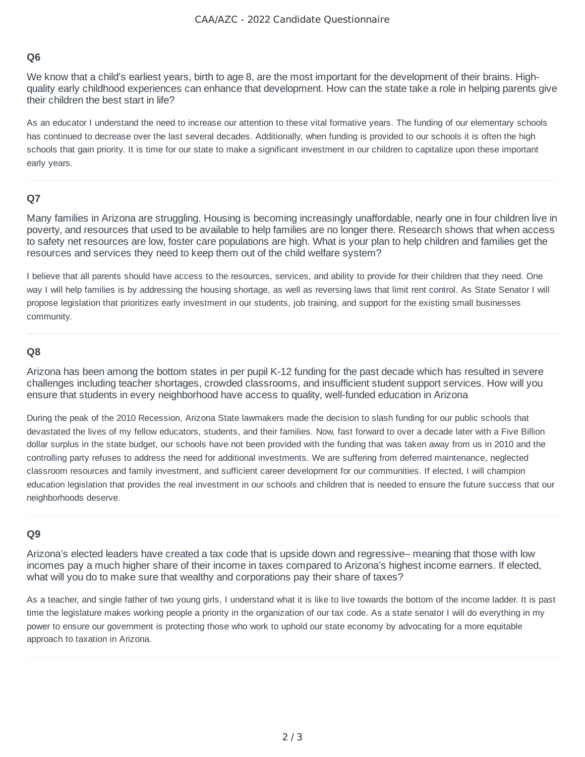## Q6

We know that a child's earliest years, birth to age 8, are the most important for the development of their brains. High-quality early childhood experiences can enhance that development. How can the state take a role in helping parents give their children the best start in life?

As an educator I understand the need to increase our attention to these vital formative years. The funding of our elementary schools has continued to decrease over the last several decades. Additionally, when funding is provided to our schools it is often the high schools that gain priority. It is time for our state to make a significant investment in our children to capitalize upon these important early years.

## Q7

Many families in Arizona are struggling. Housing is becoming increasingly unaffordable, nearly one in four children live in poverty, and resources that used to be available to help families are no longer there. Research shows that when access to safety net resources are low, foster care populations are high. What is your plan to help children and families get the resources and services they need to keep them out of the child welfare system?

I believe that all parents should have access to the resources, services, and ability to provide for their children that they need. One way I will help families is by addressing the housing shortage, as well as reversing laws that limit rent control. As State Senator I will propose legislation that prioritizes early investment in our students, job training, and support for the existing small businesses community.

## Q8

Arizona has been among the bottom states in per pupil K-12 funding for the past decade which has resulted in severe challenges including teacher shortages, crowded classrooms, and insufficient student support services. How will you ensure that students in every neighborhood have access to quality, well-funded education in Arizona

During the peak of the 2010 Recession, Arizona State lawmakers made the decision to slash funding for our public schools that devastated the lives of my fellow educators, students, and their families. Now, fast forward to over a decade later with a Five Billion dollar surplus in the state budget, our schools have not been provided with the funding that was taken away from us in 2010 and the controlling party refuses to address the need for additional investments. We are suffering from deferred maintenance, neglected classroom resources and family investment, and sufficient career development for our communities. If elected, I will champion education legislation that provides the real investment in our schools and children that is needed to ensure the future success that our neighborhoods deserve.

## Q9

Arizona's elected leaders have created a tax code that is upside down and regressive– meaning that those with low incomes pay a much higher share of their income in taxes compared to Arizona's highest income earners. If elected, what will you do to make sure that wealthy and corporations pay their share of taxes?

As a teacher, and single father of two young girls, I understand what it is like to live towards the bottom of the income ladder. It is past time the legislature makes working people a priority in the organization of our tax code. As a state senator I will do everything in my power to ensure our government is protecting those who work to uphold our state economy by advocating for a more equitable approach to taxation in Arizona.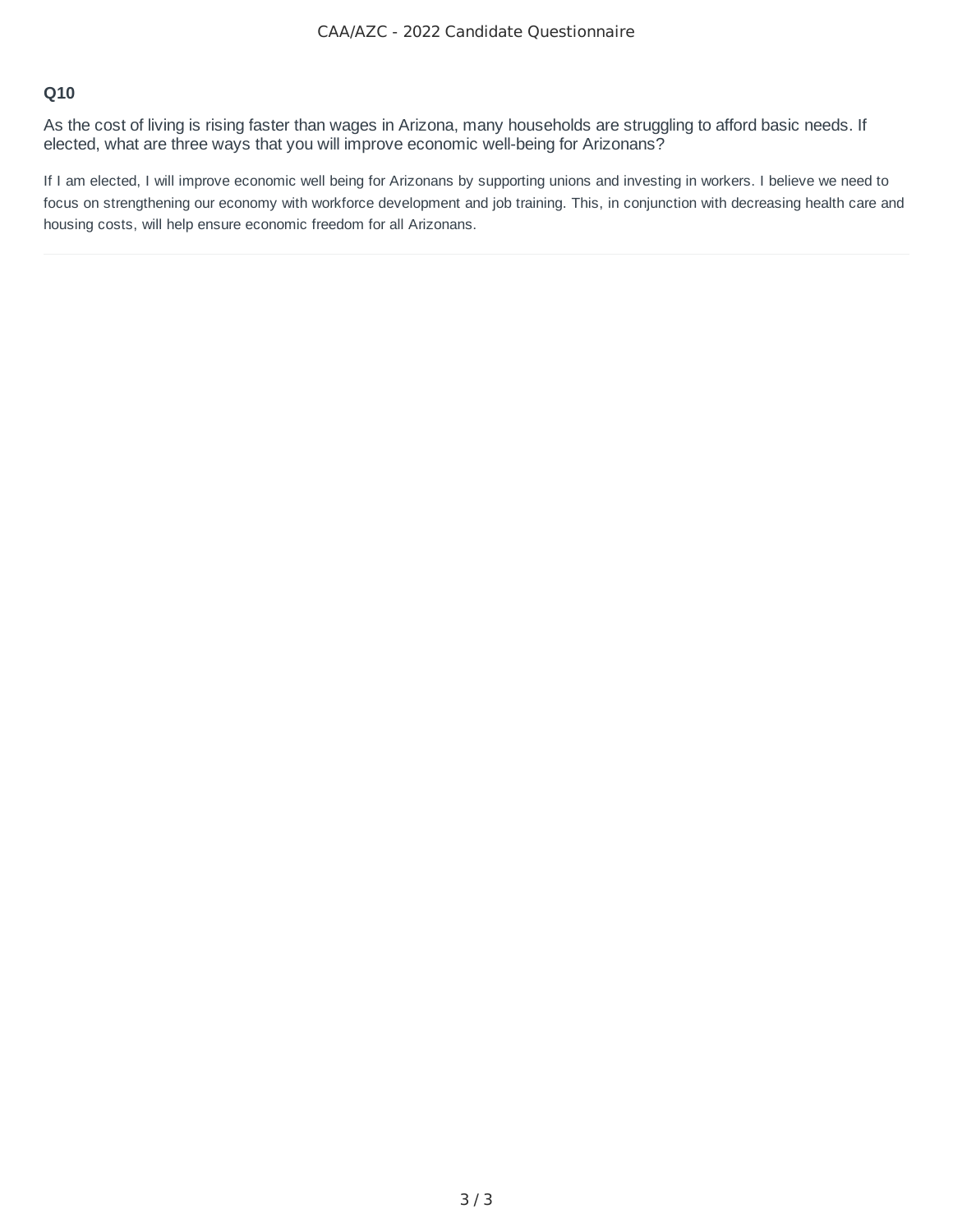### Q10

As the cost of living is rising faster than wages in Arizona, many households are struggling to afford basic needs. If elected, what are three ways that you will improve economic well-being for Arizonans?

If I am elected, I will improve economic well being for Arizonans by supporting unions and investing in workers. I believe we need to focus on strengthening our economy with workforce development and job training. This, in conjunction with decreasing health care and housing costs, will help ensure economic freedom for all Arizonans.